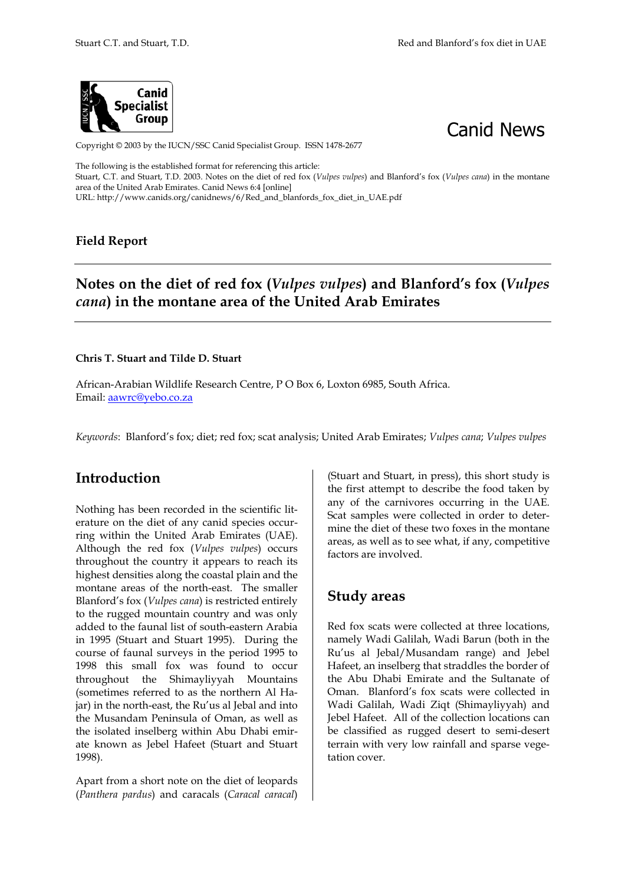Canid Specialist Group

# Canid News

Copyright © 2003 by the IUCN/SSC Canid Specialist Group. ISSN 1478-2677

The following is the established format for referencing this article:
Stuart, C.T. and Stuart, T.D. 2003. Notes on the diet of red fox (*Vulpes vulpes*) and Blanford's fox (*Vulpes cana*) in the montane area of the United Arab Emirates. Canid News 6:4 [online]
URL: http://www.canids.org/canidnews/6/Red_and_blanfords_fox_diet_in_UAE.pdf

**Field Report**

# Notes on the diet of red fox (*Vulpes vulpes*) and Blanford's fox (*Vulpes cana*) in the montane area of the United Arab Emirates

**Chris T. Stuart and Tilde D. Stuart**

African-Arabian Wildlife Research Centre, P O Box 6, Loxton 6985, South Africa.
Email: aawrc@yebo.co.za

*Keywords*: Blanford's fox; diet; red fox; scat analysis; United Arab Emirates; *Vulpes cana*; *Vulpes vulpes*

## Introduction

Nothing has been recorded in the scientific literature on the diet of any canid species occurring within the United Arab Emirates (UAE). Although the red fox (*Vulpes vulpes*) occurs throughout the country it appears to reach its highest densities along the coastal plain and the montane areas of the north-east. The smaller Blanford's fox (*Vulpes cana*) is restricted entirely to the rugged mountain country and was only added to the faunal list of south-eastern Arabia in 1995 (Stuart and Stuart 1995). During the course of faunal surveys in the period 1995 to 1998 this small fox was found to occur throughout the Shimayliyyah Mountains (sometimes referred to as the northern Al Hajar) in the north-east, the Ru'us al Jebal and into the Musandam Peninsula of Oman, as well as the isolated inselberg within Abu Dhabi emirate known as Jebel Hafeet (Stuart and Stuart 1998).

Apart from a short note on the diet of leopards (*Panthera pardus*) and caracals (*Caracal caracal*) (Stuart and Stuart, in press), this short study is the first attempt to describe the food taken by any of the carnivores occurring in the UAE. Scat samples were collected in order to determine the diet of these two foxes in the montane areas, as well as to see what, if any, competitive factors are involved.

## Study areas

Red fox scats were collected at three locations, namely Wadi Galilah, Wadi Barun (both in the Ru'us al Jebal/Musandam range) and Jebel Hafeet, an inselberg that straddles the border of the Abu Dhabi Emirate and the Sultanate of Oman. Blanford's fox scats were collected in Wadi Galilah, Wadi Ziqt (Shimayliyyah) and Jebel Hafeet. All of the collection locations can be classified as rugged desert to semi-desert terrain with very low rainfall and sparse vegetation cover.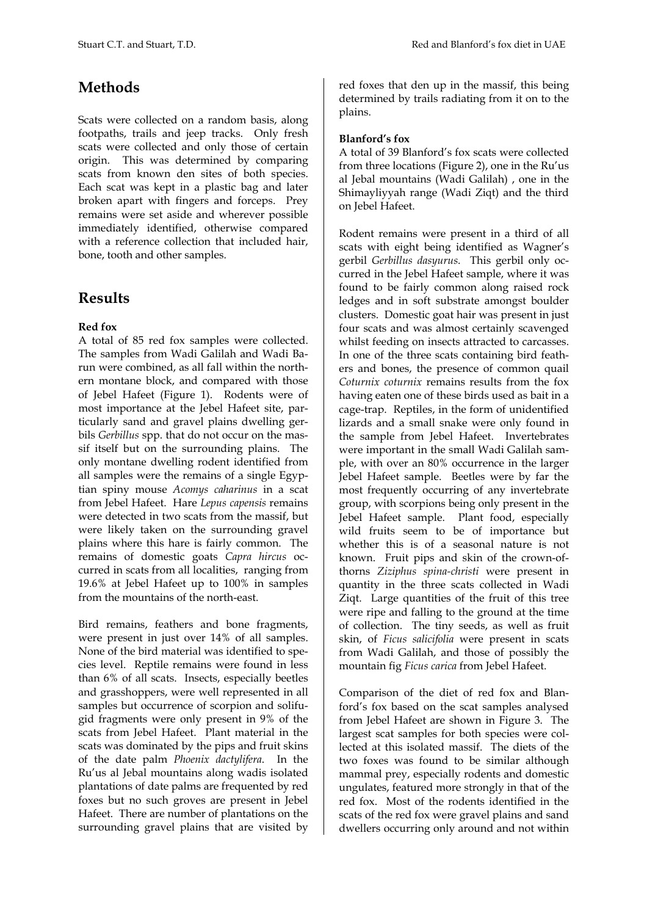## Methods

Scats were collected on a random basis, along footpaths, trails and jeep tracks. Only fresh scats were collected and only those of certain origin. This was determined by comparing scats from known den sites of both species. Each scat was kept in a plastic bag and later broken apart with fingers and forceps. Prey remains were set aside and wherever possible immediately identified, otherwise compared with a reference collection that included hair, bone, tooth and other samples.

## Results

**Red fox**

A total of 85 red fox samples were collected. The samples from Wadi Galilah and Wadi Barun were combined, as all fall within the northern montane block, and compared with those of Jebel Hafeet (Figure 1). Rodents were of most importance at the Jebel Hafeet site, particularly sand and gravel plains dwelling gerbils *Gerbillus* spp. that do not occur on the massif itself but on the surrounding plains. The only montane dwelling rodent identified from all samples were the remains of a single Egyptian spiny mouse *Acomys caharinus* in a scat from Jebel Hafeet. Hare *Lepus capensis* remains were detected in two scats from the massif, but were likely taken on the surrounding gravel plains where this hare is fairly common. The remains of domestic goats *Capra hircus* occurred in scats from all localities, ranging from 19.6% at Jebel Hafeet up to 100% in samples from the mountains of the north-east.

Bird remains, feathers and bone fragments, were present in just over 14% of all samples. None of the bird material was identified to species level. Reptile remains were found in less than 6% of all scats. Insects, especially beetles and grasshoppers, were well represented in all samples but occurrence of scorpion and solifugid fragments were only present in 9% of the scats from Jebel Hafeet. Plant material in the scats was dominated by the pips and fruit skins of the date palm *Phoenix dactylifera*. In the Ru'us al Jebal mountains along wadis isolated plantations of date palms are frequented by red foxes but no such groves are present in Jebel Hafeet. There are number of plantations on the surrounding gravel plains that are visited by red foxes that den up in the massif, this being determined by trails radiating from it on to the plains.

**Blanford's fox**

A total of 39 Blanford's fox scats were collected from three locations (Figure 2), one in the Ru'us al Jebal mountains (Wadi Galilah) , one in the Shimayliyyah range (Wadi Ziqt) and the third on Jebel Hafeet.

Rodent remains were present in a third of all scats with eight being identified as Wagner's gerbil *Gerbillus dasyurus*. This gerbil only occurred in the Jebel Hafeet sample, where it was found to be fairly common along raised rock ledges and in soft substrate amongst boulder clusters. Domestic goat hair was present in just four scats and was almost certainly scavenged whilst feeding on insects attracted to carcasses. In one of the three scats containing bird feathers and bones, the presence of common quail *Coturnix coturnix* remains results from the fox having eaten one of these birds used as bait in a cage-trap. Reptiles, in the form of unidentified lizards and a small snake were only found in the sample from Jebel Hafeet. Invertebrates were important in the small Wadi Galilah sample, with over an 80% occurrence in the larger Jebel Hafeet sample. Beetles were by far the most frequently occurring of any invertebrate group, with scorpions being only present in the Jebel Hafeet sample. Plant food, especially wild fruits seem to be of importance but whether this is of a seasonal nature is not known. Fruit pips and skin of the crown-of-thorns *Ziziphus spina-christi* were present in quantity in the three scats collected in Wadi Ziqt. Large quantities of the fruit of this tree were ripe and falling to the ground at the time of collection. The tiny seeds, as well as fruit skin, of *Ficus salicifolia* were present in scats from Wadi Galilah, and those of possibly the mountain fig *Ficus carica* from Jebel Hafeet.

Comparison of the diet of red fox and Blanford's fox based on the scat samples analysed from Jebel Hafeet are shown in Figure 3. The largest scat samples for both species were collected at this isolated massif. The diets of the two foxes was found to be similar although mammal prey, especially rodents and domestic ungulates, featured more strongly in that of the red fox. Most of the rodents identified in the scats of the red fox were gravel plains and sand dwellers occurring only around and not within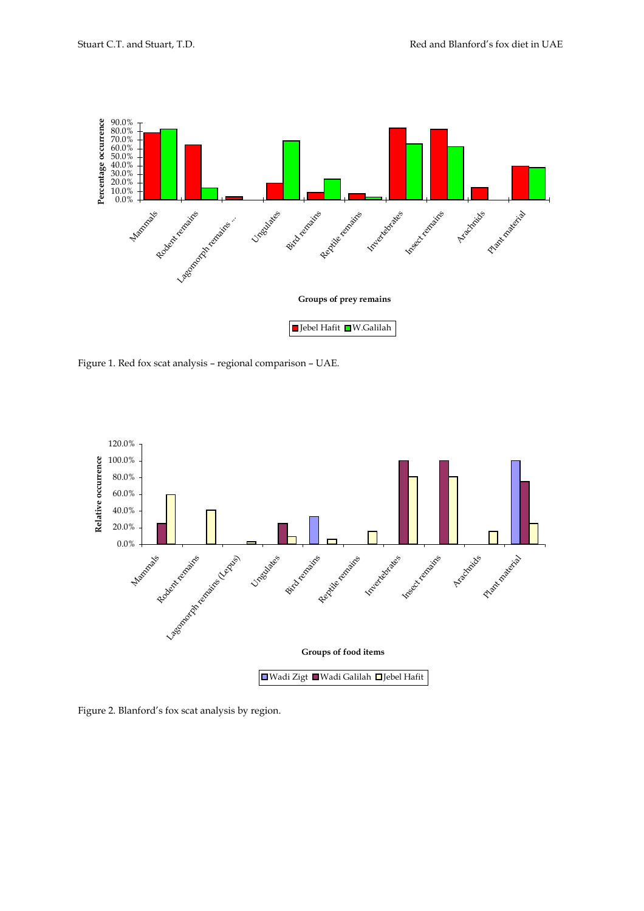Percentage occurrence

90.0%
80.0%
70.0%
60.0%
50.0%
40.0%
30.0%
20.0%
10.0%
0.0%

Mammals
Rodent remains
Lagomorph remains ...
Ungulates
Bird remains
Reptile remains
Invertebrates
Insect remains
Arachnids
Plant material

Groups of prey remains

Jebel Hafit
W.Galilah

Figure 1. Red fox scat analysis – regional comparison – UAE.

Relative occurrence

120.0%
100.0%
80.0%
60.0%
40.0%
20.0%
0.0%

Mammals
Rodent remains
Lagomorph remains (Lepus)
Ungulates
Bird remains
Reptile remains
Invertebrates
Insect remains
Arachnids
Plant material

Groups of food items

Wadi Zigt
Wadi Galilah
Jebel Hafit

Figure 2. Blanford's fox scat analysis by region.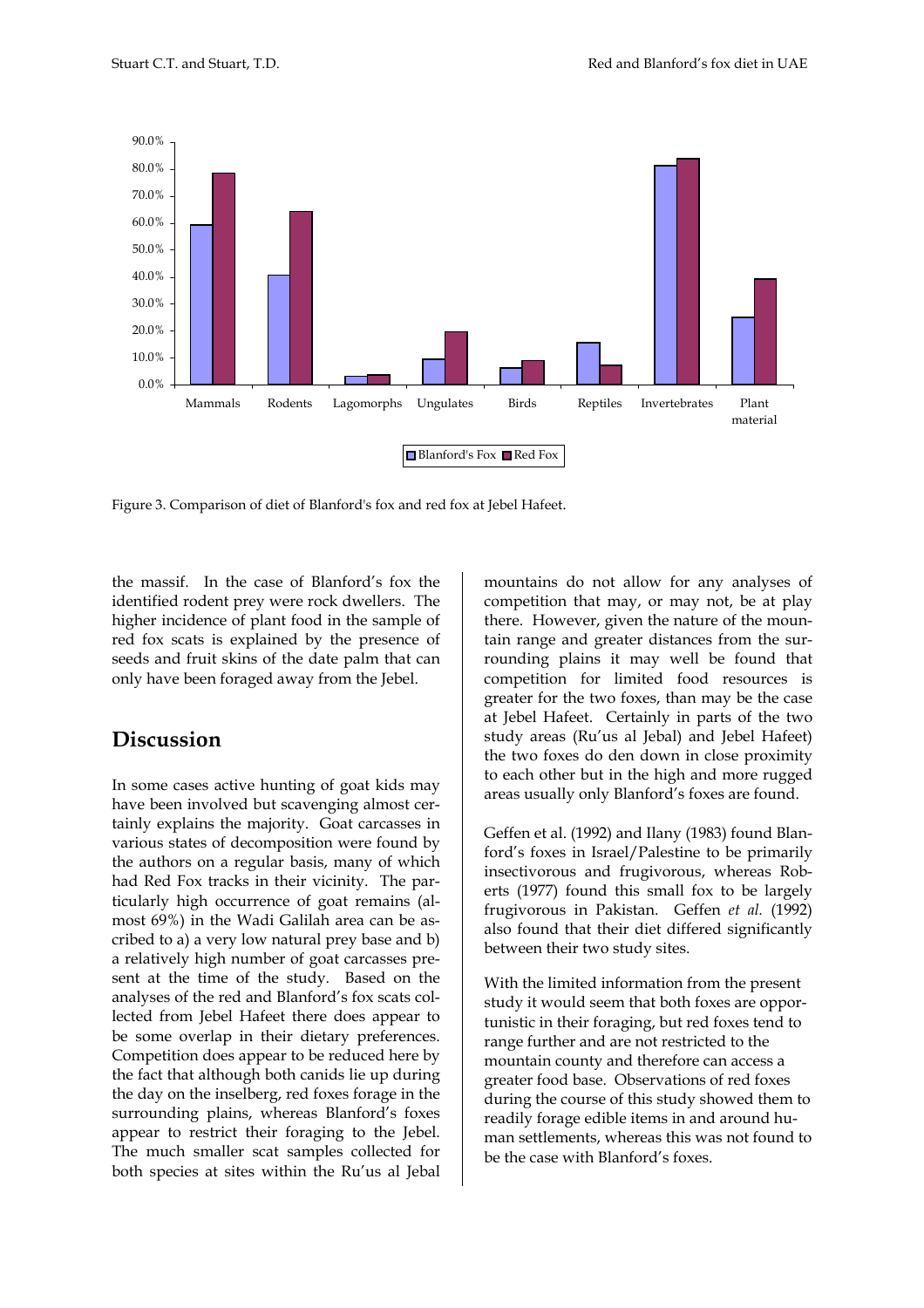90.0%
80.0%
70.0%
60.0%
50.0%
40.0%
30.0%
20.0%
10.0%
0.0%

Mammals Rodents Lagomorphs Ungulates Birds Reptiles Invertebrates Plant material

Blanford's Fox Red Fox

Figure 3. Comparison of diet of Blanford's fox and red fox at Jebel Hafeet.

the massif. In the case of Blanford's fox the identified rodent prey were rock dwellers. The higher incidence of plant food in the sample of red fox scats is explained by the presence of seeds and fruit skins of the date palm that can only have been foraged away from the Jebel.

## Discussion

In some cases active hunting of goat kids may have been involved but scavenging almost certainly explains the majority. Goat carcasses in various states of decomposition were found by the authors on a regular basis, many of which had Red Fox tracks in their vicinity. The particularly high occurrence of goat remains (almost 69%) in the Wadi Galilah area can be ascribed to a) a very low natural prey base and b) a relatively high number of goat carcasses present at the time of the study. Based on the analyses of the red and Blanford's fox scats collected from Jebel Hafeet there does appear to be some overlap in their dietary preferences. Competition does appear to be reduced here by the fact that although both canids lie up during the day on the inselberg, red foxes forage in the surrounding plains, whereas Blanford's foxes appear to restrict their foraging to the Jebel. The much smaller scat samples collected for both species at sites within the Ru'us al Jebal mountains do not allow for any analyses of competition that may, or may not, be at play there. However, given the nature of the mountain range and greater distances from the surrounding plains it may well be found that competition for limited food resources is greater for the two foxes, than may be the case at Jebel Hafeet. Certainly in parts of the two study areas (Ru'us al Jebal) and Jebel Hafeet) the two foxes do den down in close proximity to each other but in the high and more rugged areas usually only Blanford's foxes are found.

Geffen et al. (1992) and Ilany (1983) found Blanford's foxes in Israel/Palestine to be primarily insectivorous and frugivorous, whereas Roberts (1977) found this small fox to be largely frugivorous in Pakistan. Geffen *et al.* (1992) also found that their diet differed significantly between their two study sites.

With the limited information from the present study it would seem that both foxes are opportunistic in their foraging, but red foxes tend to range further and are not restricted to the mountain county and therefore can access a greater food base. Observations of red foxes during the course of this study showed them to readily forage edible items in and around human settlements, whereas this was not found to be the case with Blanford's foxes.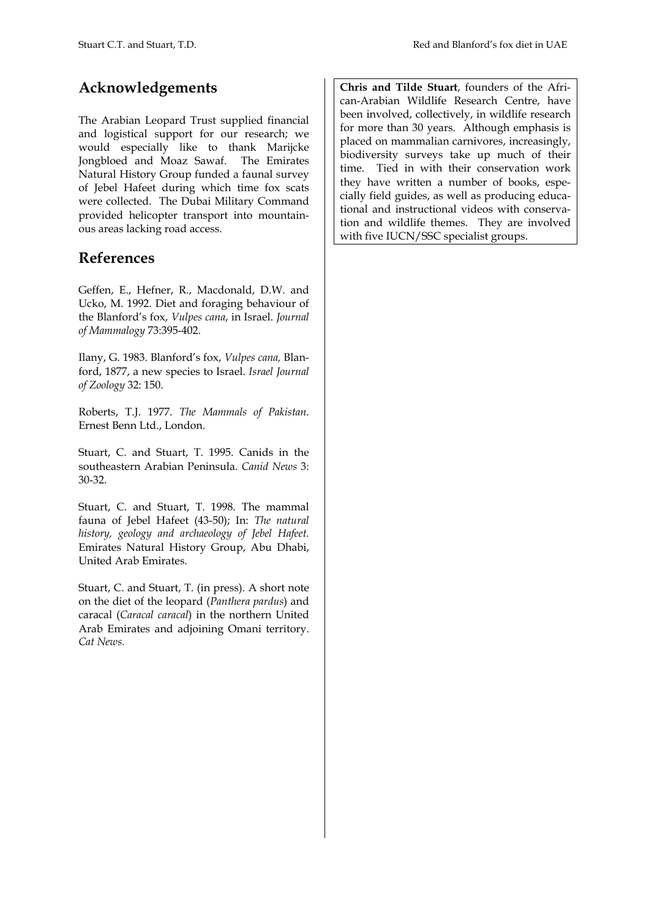## Acknowledgements

The Arabian Leopard Trust supplied financial and logistical support for our research; we would especially like to thank Marijcke Jongbloed and Moaz Sawaf. The Emirates Natural History Group funded a faunal survey of Jebel Hafeet during which time fox scats were collected. The Dubai Military Command provided helicopter transport into mountainous areas lacking road access.

## References

Geffen, E., Hefner, R., Macdonald, D.W. and Ucko, M. 1992. Diet and foraging behaviour of the Blanford's fox, *Vulpes cana*, in Israel. *Journal of Mammalogy* 73:395-402.

Ilany, G. 1983. Blanford's fox, *Vulpes cana,* Blanford, 1877, a new species to Israel. *Israel Journal of Zoology* 32: 150.

Roberts, T.J. 1977. *The Mammals of Pakistan*. Ernest Benn Ltd., London.

Stuart, C. and Stuart, T. 1995. Canids in the southeastern Arabian Peninsula. *Canid News* 3: 30-32.

Stuart, C. and Stuart, T. 1998. The mammal fauna of Jebel Hafeet (43-50); In: *The natural history, geology and archaeology of Jebel Hafeet.* Emirates Natural History Group, Abu Dhabi, United Arab Emirates.

Stuart, C. and Stuart, T. (in press). A short note on the diet of the leopard (*Panthera pardus*) and caracal (*Caracal caracal*) in the northern United Arab Emirates and adjoining Omani territory. *Cat News.*

**Chris and Tilde Stuart**, founders of the African-Arabian Wildlife Research Centre, have been involved, collectively, in wildlife research for more than 30 years. Although emphasis is placed on mammalian carnivores, increasingly, biodiversity surveys take up much of their time. Tied in with their conservation work they have written a number of books, especially field guides, as well as producing educational and instructional videos with conservation and wildlife themes. They are involved with five IUCN/SSC specialist groups.